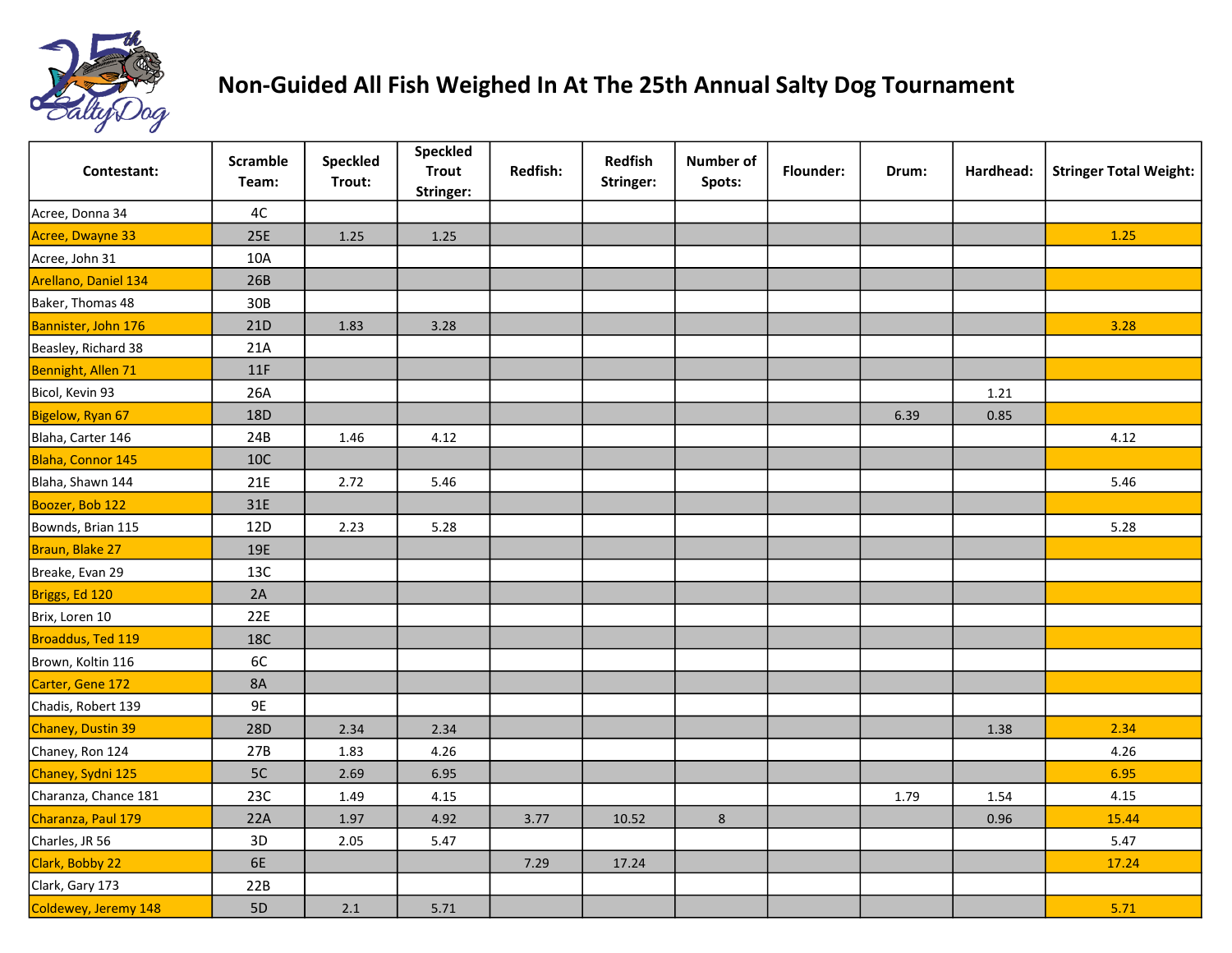# Non-Guided All Fish Weighed In At The 25th Annual Salty Dog Tournament

| Contestant: | Scramble Team: | Speckled Trout: | Speckled Trout Stringer: | Redfish: | Redfish Stringer: | Number of Spots: | Flounder: | Drum: | Hardhead: | Stringer Total Weight: |
|---|---|---|---|---|---|---|---|---|---|---|
| Acree, Donna 34 | 4C | | | | | | | | | |
| Acree, Dwayne 33 | 25E | 1.25 | 1.25 | | | | | | | 1.25 |
| Acree, John 31 | 10A | | | | | | | | | |
| Arellano, Daniel 134 | 26B | | | | | | | | | |
| Baker, Thomas 48 | 30B | | | | | | | | | |
| Bannister, John 176 | 21D | 1.83 | 3.28 | | | | | | | 3.28 |
| Beasley, Richard 38 | 21A | | | | | | | | | |
| Bennight, Allen 71 | 11F | | | | | | | | | |
| Bicol, Kevin 93 | 26A | | | | | | | | 1.21 | |
| Bigelow, Ryan 67 | 18D | | | | | | | 6.39 | 0.85 | |
| Blaha, Carter 146 | 24B | 1.46 | 4.12 | | | | | | | 4.12 |
| Blaha, Connor 145 | 10C | | | | | | | | | |
| Blaha, Shawn 144 | 21E | 2.72 | 5.46 | | | | | | | 5.46 |
| Boozer, Bob 122 | 31E | | | | | | | | | |
| Bownds, Brian 115 | 12D | 2.23 | 5.28 | | | | | | | 5.28 |
| Braun, Blake 27 | 19E | | | | | | | | | |
| Breake, Evan 29 | 13C | | | | | | | | | |
| Briggs, Ed 120 | 2A | | | | | | | | | |
| Brix, Loren 10 | 22E | | | | | | | | | |
| Broaddus, Ted 119 | 18C | | | | | | | | | |
| Brown, Koltin 116 | 6C | | | | | | | | | |
| Carter, Gene 172 | 8A | | | | | | | | | |
| Chadis, Robert 139 | 9E | | | | | | | | | |
| Chaney, Dustin 39 | 28D | 2.34 | 2.34 | | | | | | 1.38 | 2.34 |
| Chaney, Ron 124 | 27B | 1.83 | 4.26 | | | | | | | 4.26 |
| Chaney, Sydni 125 | 5C | 2.69 | 6.95 | | | | | | | 6.95 |
| Charanza, Chance 181 | 23C | 1.49 | 4.15 | | | | | 1.79 | 1.54 | 4.15 |
| Charanza, Paul 179 | 22A | 1.97 | 4.92 | 3.77 | 10.52 | 8 | | | 0.96 | 15.44 |
| Charles, JR 56 | 3D | 2.05 | 5.47 | | | | | | | 5.47 |
| Clark, Bobby 22 | 6E | | | 7.29 | 17.24 | | | | | 17.24 |
| Clark, Gary 173 | 22B | | | | | | | | | |
| Coldewey, Jeremy 148 | 5D | 2.1 | 5.71 | | | | | | | 5.71 |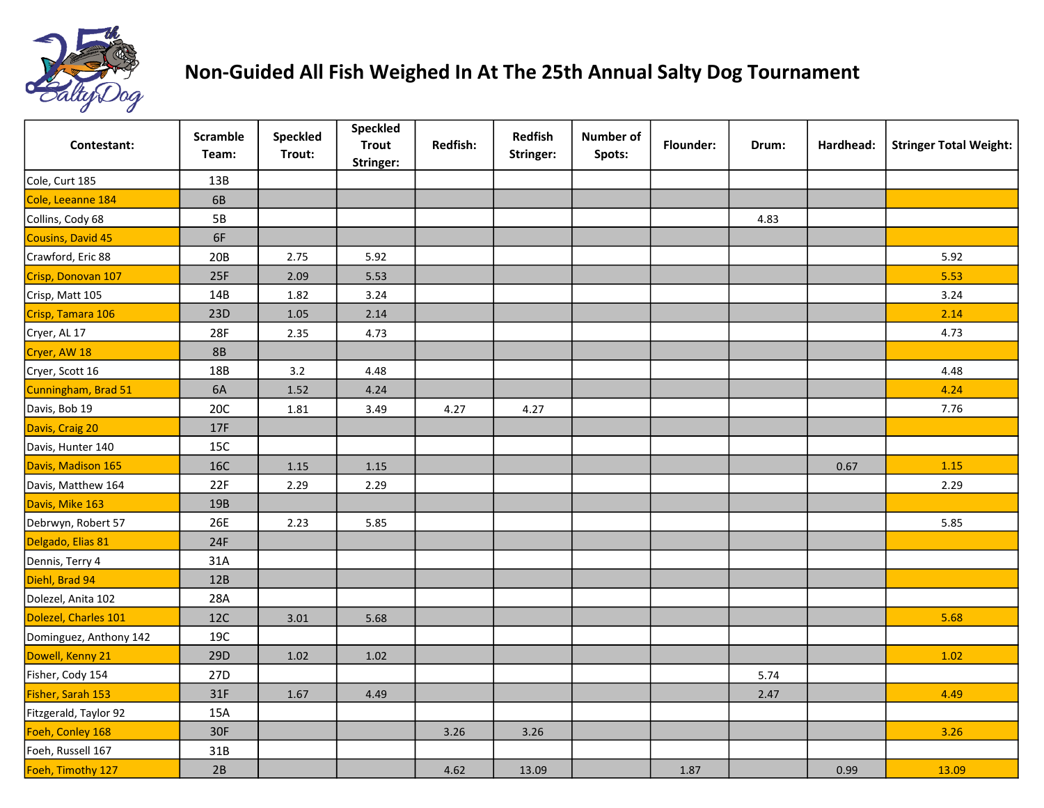# Non-Guided All Fish Weighed In At The 25th Annual Salty Dog Tournament

| Contestant: | Scramble Team: | Speckled Trout: | Speckled Trout Stringer: | Redfish: | Redfish Stringer: | Number of Spots: | Flounder: | Drum: | Hardhead: | Stringer Total Weight: |
|---|---|---|---|---|---|---|---|---|---|---|
| Cole, Curt 185 | 13B | | | | | | | | | |
| Cole, Leeanne 184 | 6B | | | | | | | | | |
| Collins, Cody 68 | 5B | | | | | | | 4.83 | | |
| Cousins, David 45 | 6F | | | | | | | | | |
| Crawford, Eric 88 | 20B | 2.75 | 5.92 | | | | | | | 5.92 |
| Crisp, Donovan 107 | 25F | 2.09 | 5.53 | | | | | | | 5.53 |
| Crisp, Matt 105 | 14B | 1.82 | 3.24 | | | | | | | 3.24 |
| Crisp, Tamara 106 | 23D | 1.05 | 2.14 | | | | | | | 2.14 |
| Cryer, AL 17 | 28F | 2.35 | 4.73 | | | | | | | 4.73 |
| Cryer, AW 18 | 8B | | | | | | | | | |
| Cryer, Scott 16 | 18B | 3.2 | 4.48 | | | | | | | 4.48 |
| Cunningham, Brad 51 | 6A | 1.52 | 4.24 | | | | | | | 4.24 |
| Davis, Bob 19 | 20C | 1.81 | 3.49 | 4.27 | 4.27 | | | | | 7.76 |
| Davis, Craig 20 | 17F | | | | | | | | | |
| Davis, Hunter 140 | 15C | | | | | | | | | |
| Davis, Madison 165 | 16C | 1.15 | 1.15 | | | | | | 0.67 | 1.15 |
| Davis, Matthew 164 | 22F | 2.29 | 2.29 | | | | | | | 2.29 |
| Davis, Mike 163 | 19B | | | | | | | | | |
| Debrwyn, Robert 57 | 26E | 2.23 | 5.85 | | | | | | | 5.85 |
| Delgado, Elias 81 | 24F | | | | | | | | | |
| Dennis, Terry 4 | 31A | | | | | | | | | |
| Diehl, Brad 94 | 12B | | | | | | | | | |
| Dolezel, Anita 102 | 28A | | | | | | | | | |
| Dolezel, Charles 101 | 12C | 3.01 | 5.68 | | | | | | | 5.68 |
| Dominguez, Anthony 142 | 19C | | | | | | | | | |
| Dowell, Kenny 21 | 29D | 1.02 | 1.02 | | | | | | | 1.02 |
| Fisher, Cody 154 | 27D | | | | | | | 5.74 | | |
| Fisher, Sarah 153 | 31F | 1.67 | 4.49 | | | | | 2.47 | | 4.49 |
| Fitzgerald, Taylor 92 | 15A | | | | | | | | | |
| Foeh, Conley 168 | 30F | | | 3.26 | 3.26 | | | | | 3.26 |
| Foeh, Russell 167 | 31B | | | | | | | | | |
| Foeh, Timothy 127 | 2B | | | 4.62 | 13.09 | | 1.87 | | 0.99 | 13.09 |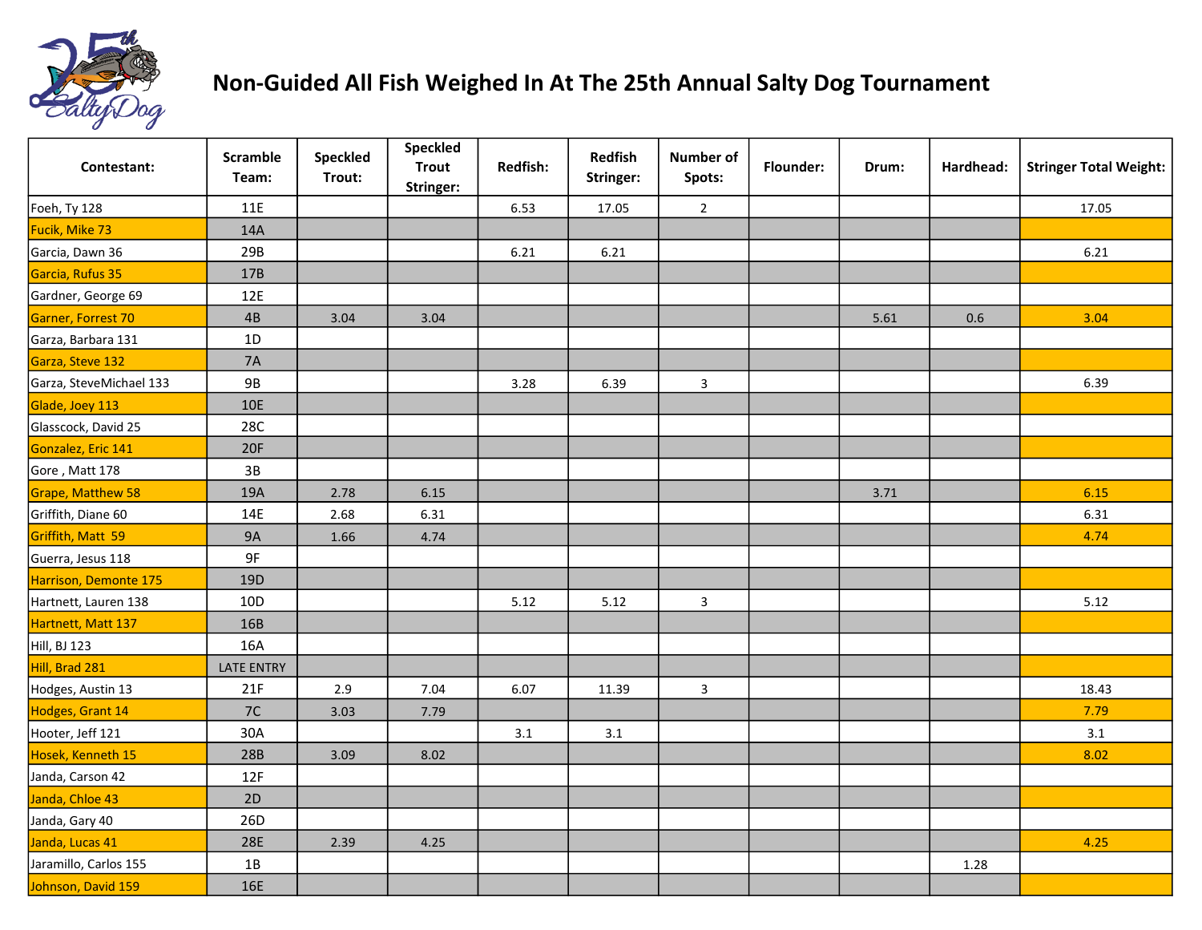# Non-Guided All Fish Weighed In At The 25th Annual Salty Dog Tournament

| Contestant: | Scramble Team: | Speckled Trout: | Speckled Trout Stringer: | Redfish: | Redfish Stringer: | Number of Spots: | Flounder: | Drum: | Hardhead: | Stringer Total Weight: |
|---|---|---|---|---|---|---|---|---|---|---|
| Foeh, Ty 128 | 11E | | | 6.53 | 17.05 | 2 | | | | 17.05 |
| Fucik, Mike 73 | 14A | | | | | | | | | |
| Garcia, Dawn 36 | 29B | | | 6.21 | 6.21 | | | | | 6.21 |
| Garcia, Rufus 35 | 17B | | | | | | | | | |
| Gardner, George 69 | 12E | | | | | | | | | |
| Garner, Forrest 70 | 4B | 3.04 | 3.04 | | | | | 5.61 | 0.6 | 3.04 |
| Garza, Barbara 131 | 1D | | | | | | | | | |
| Garza, Steve 132 | 7A | | | | | | | | | |
| Garza, SteveMichael 133 | 9B | | | 3.28 | 6.39 | 3 | | | | 6.39 |
| Glade, Joey 113 | 10E | | | | | | | | | |
| Glasscock, David 25 | 28C | | | | | | | | | |
| Gonzalez, Eric 141 | 20F | | | | | | | | | |
| Gore , Matt 178 | 3B | | | | | | | | | |
| Grape, Matthew 58 | 19A | 2.78 | 6.15 | | | | | 3.71 | | 6.15 |
| Griffith, Diane 60 | 14E | 2.68 | 6.31 | | | | | | | 6.31 |
| Griffith, Matt 59 | 9A | 1.66 | 4.74 | | | | | | | 4.74 |
| Guerra, Jesus 118 | 9F | | | | | | | | | |
| Harrison, Demonte 175 | 19D | | | | | | | | | |
| Hartnett, Lauren 138 | 10D | | | 5.12 | 5.12 | 3 | | | | 5.12 |
| Hartnett, Matt 137 | 16B | | | | | | | | | |
| Hill, BJ 123 | 16A | | | | | | | | | |
| Hill, Brad 281 | LATE ENTRY | | | | | | | | | |
| Hodges, Austin 13 | 21F | 2.9 | 7.04 | 6.07 | 11.39 | 3 | | | | 18.43 |
| Hodges, Grant 14 | 7C | 3.03 | 7.79 | | | | | | | 7.79 |
| Hooter, Jeff 121 | 30A | | | 3.1 | 3.1 | | | | | 3.1 |
| Hosek, Kenneth 15 | 28B | 3.09 | 8.02 | | | | | | | 8.02 |
| Janda, Carson 42 | 12F | | | | | | | | | |
| Janda, Chloe 43 | 2D | | | | | | | | | |
| Janda, Gary 40 | 26D | | | | | | | | | |
| Janda, Lucas 41 | 28E | 2.39 | 4.25 | | | | | | | 4.25 |
| Jaramillo, Carlos 155 | 1B | | | | | | | | 1.28 | |
| Johnson, David 159 | 16E | | | | | | | | | |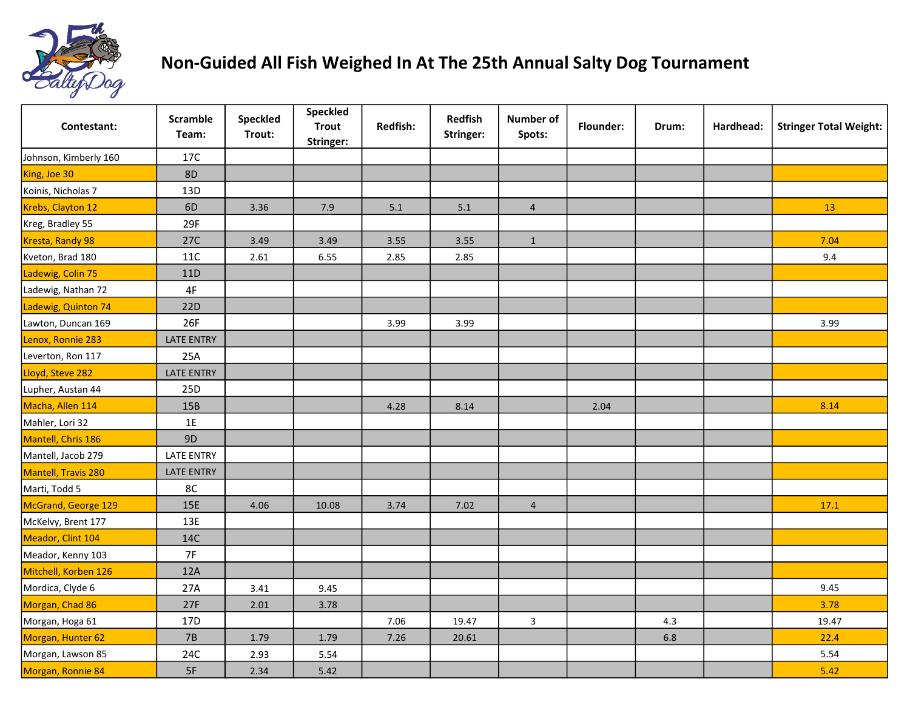# Non-Guided All Fish Weighed In At The 25th Annual Salty Dog Tournament

| Contestant: | Scramble Team: | Speckled Trout: | Speckled Trout Stringer: | Redfish: | Redfish Stringer: | Number of Spots: | Flounder: | Drum: | Hardhead: | Stringer Total Weight: |
|---|---|---|---|---|---|---|---|---|---|---|
| Johnson, Kimberly 160 | 17C | | | | | | | | | |
| King, Joe 30 | 8D | | | | | | | | | |
| Koinis, Nicholas 7 | 13D | | | | | | | | | |
| Krebs, Clayton 12 | 6D | 3.36 | 7.9 | 5.1 | 5.1 | 4 | | | | 13 |
| Kreg, Bradley 55 | 29F | | | | | | | | | |
| Kresta, Randy 98 | 27C | 3.49 | 3.49 | 3.55 | 3.55 | 1 | | | | 7.04 |
| Kveton, Brad 180 | 11C | 2.61 | 6.55 | 2.85 | 2.85 | | | | | 9.4 |
| Ladewig, Colin 75 | 11D | | | | | | | | | |
| Ladewig, Nathan 72 | 4F | | | | | | | | | |
| Ladewig, Quinton 74 | 22D | | | | | | | | | |
| Lawton, Duncan 169 | 26F | | | 3.99 | 3.99 | | | | | 3.99 |
| Lenox, Ronnie 283 | LATE ENTRY | | | | | | | | | |
| Leverton, Ron 117 | 25A | | | | | | | | | |
| Lloyd, Steve 282 | LATE ENTRY | | | | | | | | | |
| Lupher, Austan 44 | 25D | | | | | | | | | |
| Macha, Allen 114 | 15B | | | 4.28 | 8.14 | | 2.04 | | | 8.14 |
| Mahler, Lori 32 | 1E | | | | | | | | | |
| Mantell, Chris 186 | 9D | | | | | | | | | |
| Mantell, Jacob 279 | LATE ENTRY | | | | | | | | | |
| Mantell, Travis 280 | LATE ENTRY | | | | | | | | | |
| Marti, Todd 5 | 8C | | | | | | | | | |
| McGrand, George 129 | 15E | 4.06 | 10.08 | 3.74 | 7.02 | 4 | | | | 17.1 |
| McKelvy, Brent 177 | 13E | | | | | | | | | |
| Meador, Clint 104 | 14C | | | | | | | | | |
| Meador, Kenny 103 | 7F | | | | | | | | | |
| Mitchell, Korben 126 | 12A | | | | | | | | | |
| Mordica, Clyde 6 | 27A | 3.41 | 9.45 | | | | | | | 9.45 |
| Morgan, Chad 86 | 27F | 2.01 | 3.78 | | | | | | | 3.78 |
| Morgan, Hoga 61 | 17D | | | 7.06 | 19.47 | 3 | | 4.3 | | 19.47 |
| Morgan, Hunter 62 | 7B | 1.79 | 1.79 | 7.26 | 20.61 | | | 6.8 | | 22.4 |
| Morgan, Lawson 85 | 24C | 2.93 | 5.54 | | | | | | | 5.54 |
| Morgan, Ronnie 84 | 5F | 2.34 | 5.42 | | | | | | | 5.42 |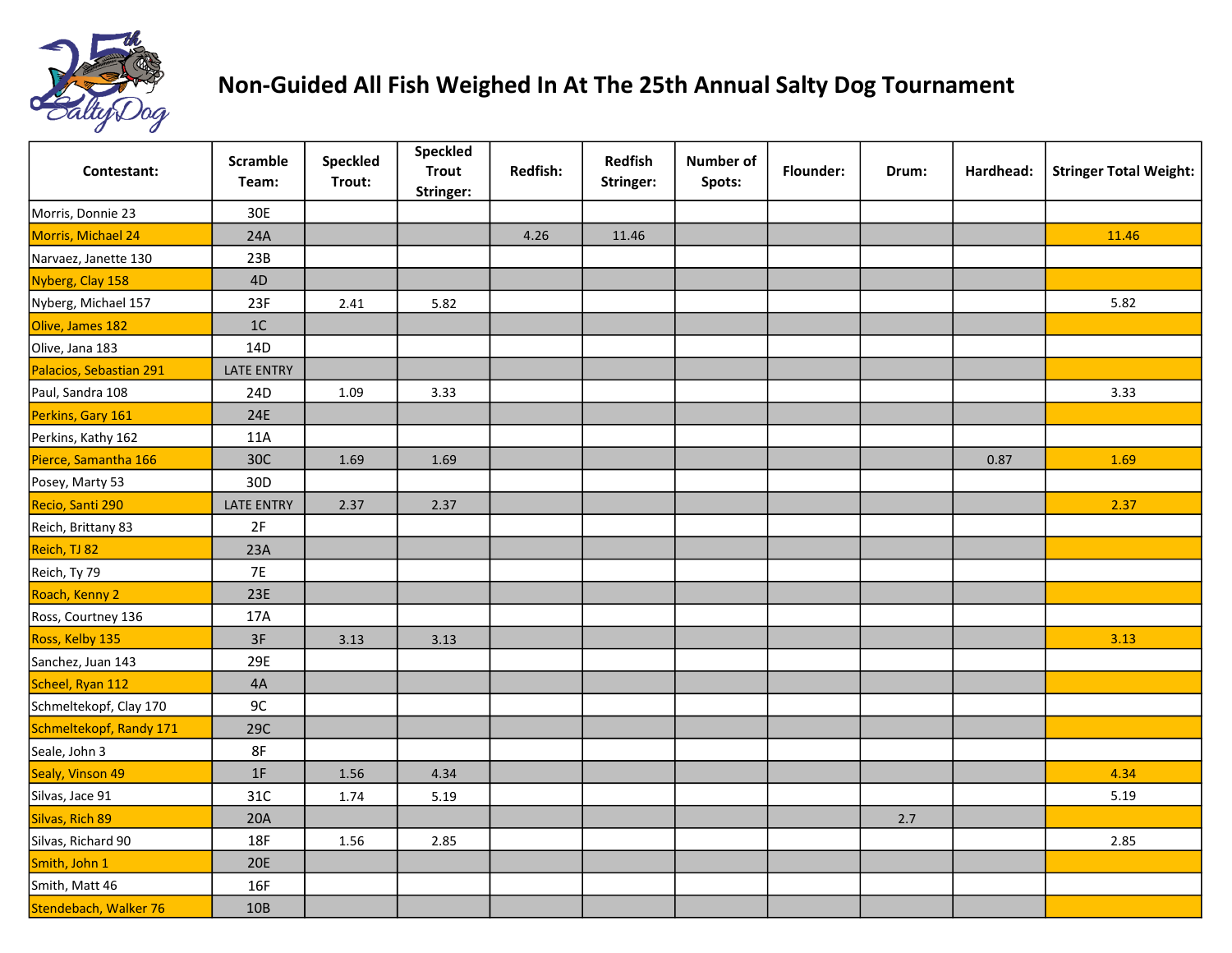# Non-Guided All Fish Weighed In At The 25th Annual Salty Dog Tournament

| Contestant: | Scramble Team: | Speckled Trout: | Speckled Trout Stringer: | Redfish: | Redfish Stringer: | Number of Spots: | Flounder: | Drum: | Hardhead: | Stringer Total Weight: |
|---|---|---|---|---|---|---|---|---|---|---|
| Morris, Donnie 23 | 30E | | | | | | | | | |
| Morris, Michael 24 | 24A | | | 4.26 | 11.46 | | | | | 11.46 |
| Narvaez, Janette 130 | 23B | | | | | | | | | |
| Nyberg, Clay 158 | 4D | | | | | | | | | |
| Nyberg, Michael 157 | 23F | 2.41 | 5.82 | | | | | | | 5.82 |
| Olive, James 182 | 1C | | | | | | | | | |
| Olive, Jana 183 | 14D | | | | | | | | | |
| Palacios, Sebastian 291 | LATE ENTRY | | | | | | | | | |
| Paul, Sandra 108 | 24D | 1.09 | 3.33 | | | | | | | 3.33 |
| Perkins, Gary 161 | 24E | | | | | | | | | |
| Perkins, Kathy 162 | 11A | | | | | | | | | |
| Pierce, Samantha 166 | 30C | 1.69 | 1.69 | | | | | | 0.87 | 1.69 |
| Posey, Marty 53 | 30D | | | | | | | | | |
| Recio, Santi 290 | LATE ENTRY | 2.37 | 2.37 | | | | | | | 2.37 |
| Reich, Brittany 83 | 2F | | | | | | | | | |
| Reich, TJ 82 | 23A | | | | | | | | | |
| Reich, Ty 79 | 7E | | | | | | | | | |
| Roach, Kenny 2 | 23E | | | | | | | | | |
| Ross, Courtney 136 | 17A | | | | | | | | | |
| Ross, Kelby 135 | 3F | 3.13 | 3.13 | | | | | | | 3.13 |
| Sanchez, Juan 143 | 29E | | | | | | | | | |
| Scheel, Ryan 112 | 4A | | | | | | | | | |
| Schmeltekopf, Clay 170 | 9C | | | | | | | | | |
| Schmeltekopf, Randy 171 | 29C | | | | | | | | | |
| Seale, John 3 | 8F | | | | | | | | | |
| Sealy, Vinson 49 | 1F | 1.56 | 4.34 | | | | | | | 4.34 |
| Silvas, Jace 91 | 31C | 1.74 | 5.19 | | | | | | | 5.19 |
| Silvas, Rich 89 | 20A | | | | | | | 2.7 | | |
| Silvas, Richard 90 | 18F | 1.56 | 2.85 | | | | | | | 2.85 |
| Smith, John 1 | 20E | | | | | | | | | |
| Smith, Matt 46 | 16F | | | | | | | | | |
| Stendebach, Walker 76 | 10B | | | | | | | | | |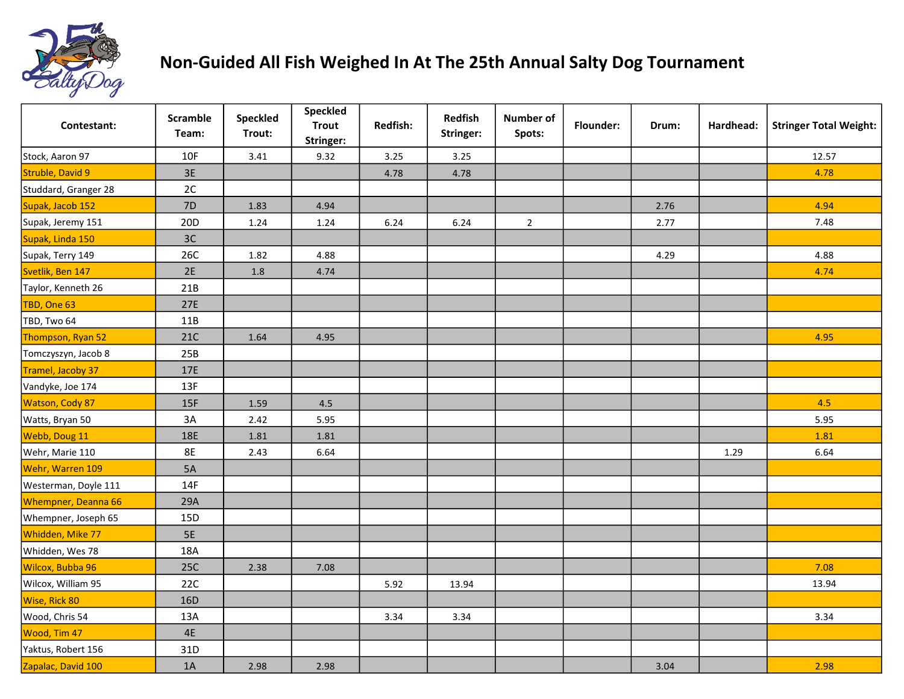# Non-Guided All Fish Weighed In At The 25th Annual Salty Dog Tournament

| Contestant: | Scramble Team: | Speckled Trout: | Speckled Trout Stringer: | Redfish: | Redfish Stringer: | Number of Spots: | Flounder: | Drum: | Hardhead: | Stringer Total Weight: |
|---|---|---|---|---|---|---|---|---|---|---|
| Stock, Aaron 97 | 10F | 3.41 | 9.32 | 3.25 | 3.25 | | | | | 12.57 |
| Struble, David 9 | 3E | | | 4.78 | 4.78 | | | | | 4.78 |
| Studdard, Granger 28 | 2C | | | | | | | | | |
| Supak, Jacob 152 | 7D | 1.83 | 4.94 | | | | | 2.76 | | 4.94 |
| Supak, Jeremy 151 | 20D | 1.24 | 1.24 | 6.24 | 6.24 | 2 | | 2.77 | | 7.48 |
| Supak, Linda 150 | 3C | | | | | | | | | |
| Supak, Terry 149 | 26C | 1.82 | 4.88 | | | | | 4.29 | | 4.88 |
| Svetlik, Ben 147 | 2E | 1.8 | 4.74 | | | | | | | 4.74 |
| Taylor, Kenneth 26 | 21B | | | | | | | | | |
| TBD, One 63 | 27E | | | | | | | | | |
| TBD, Two 64 | 11B | | | | | | | | | |
| Thompson, Ryan 52 | 21C | 1.64 | 4.95 | | | | | | | 4.95 |
| Tomczyszyn, Jacob 8 | 25B | | | | | | | | | |
| Tramel, Jacoby 37 | 17E | | | | | | | | | |
| Vandyke, Joe 174 | 13F | | | | | | | | | |
| Watson, Cody 87 | 15F | 1.59 | 4.5 | | | | | | | 4.5 |
| Watts, Bryan 50 | 3A | 2.42 | 5.95 | | | | | | | 5.95 |
| Webb, Doug 11 | 18E | 1.81 | 1.81 | | | | | | | 1.81 |
| Wehr, Marie 110 | 8E | 2.43 | 6.64 | | | | | | 1.29 | 6.64 |
| Wehr, Warren 109 | 5A | | | | | | | | | |
| Westerman, Doyle 111 | 14F | | | | | | | | | |
| Whempner, Deanna 66 | 29A | | | | | | | | | |
| Whempner, Joseph 65 | 15D | | | | | | | | | |
| Whidden, Mike 77 | 5E | | | | | | | | | |
| Whidden, Wes 78 | 18A | | | | | | | | | |
| Wilcox, Bubba 96 | 25C | 2.38 | 7.08 | | | | | | | 7.08 |
| Wilcox, William 95 | 22C | | | 5.92 | 13.94 | | | | | 13.94 |
| Wise, Rick 80 | 16D | | | | | | | | | |
| Wood, Chris 54 | 13A | | | 3.34 | 3.34 | | | | | 3.34 |
| Wood, Tim 47 | 4E | | | | | | | | | |
| Yaktus, Robert 156 | 31D | | | | | | | | | |
| Zapalac, David 100 | 1A | 2.98 | 2.98 | | | | | 3.04 | | 2.98 |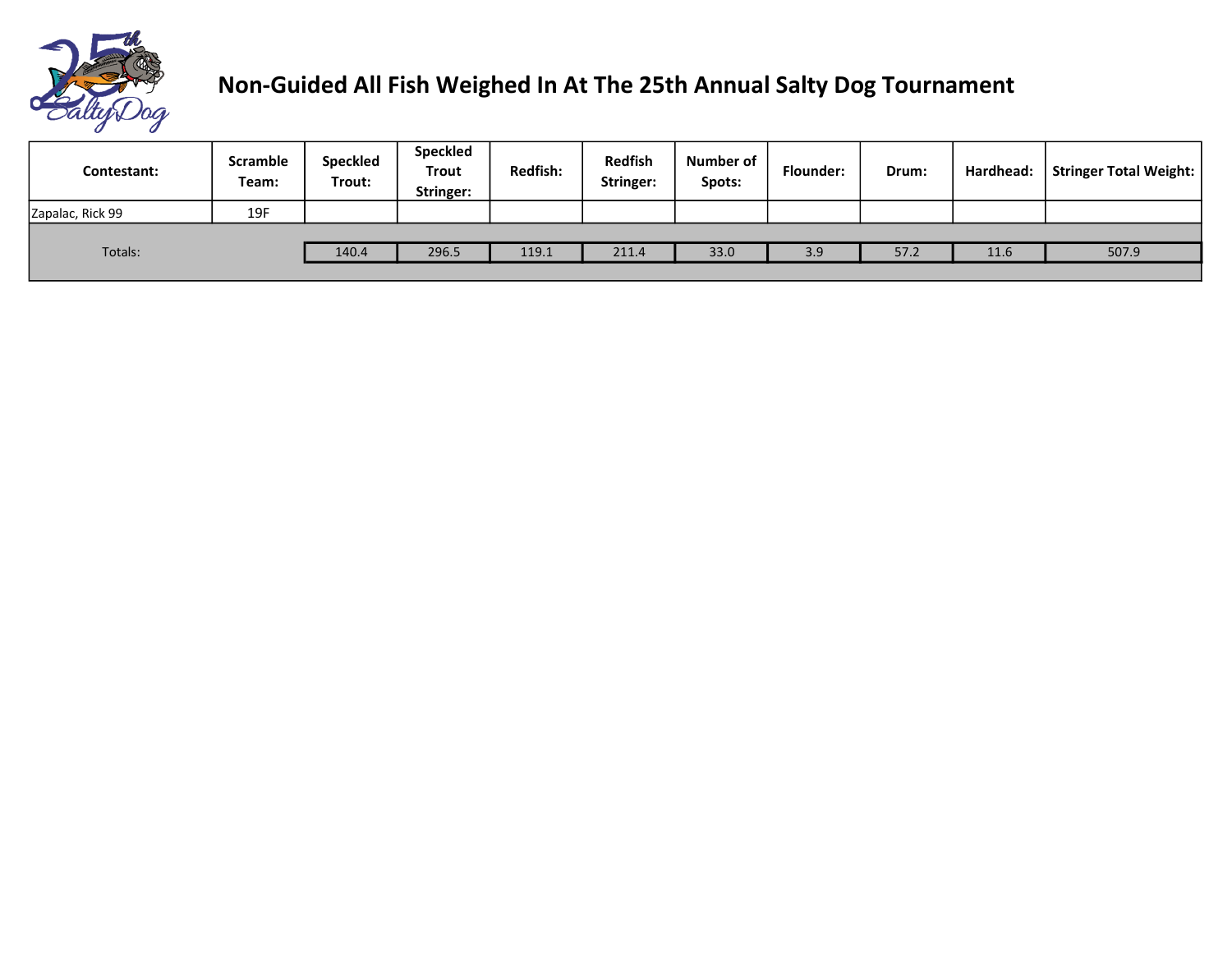# Non-Guided All Fish Weighed In At The 25th Annual Salty Dog Tournament

| Contestant: | Scramble Team: | Speckled Trout: | Speckled Trout Stringer: | Redfish: | Redfish Stringer: | Number of Spots: | Flounder: | Drum: | Hardhead: | Stringer Total Weight: |
|---|---|---|---|---|---|---|---|---|---|---|
| Zapalac, Rick 99 | 19F | | | | | | | | | |
| Totals: | | 140.4 | 296.5 | 119.1 | 211.4 | 33.0 | 3.9 | 57.2 | 11.6 | 507.9 |